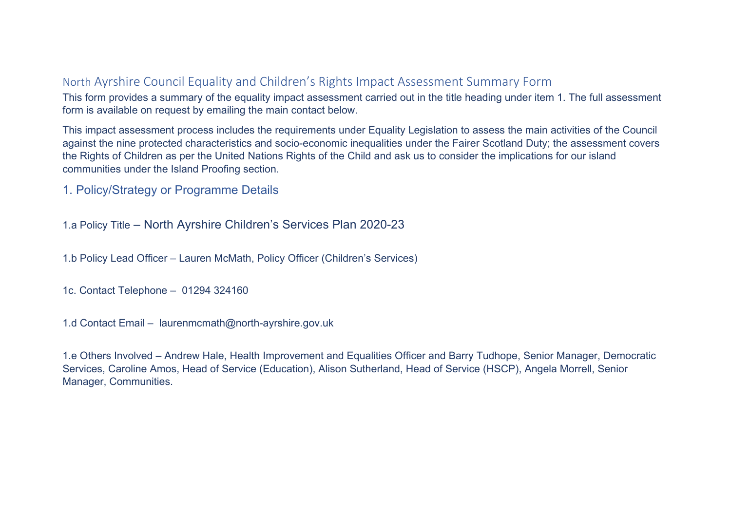# North Ayrshire Council Equality and Children's Rights Impact Assessment Summary Form

This form provides a summary of the equality impact assessment carried out in the title heading under item 1. The full assessment form is available on request by emailing the main contact below.

This impact assessment process includes the requirements under Equality Legislation to assess the main activities of the Council against the nine protected characteristics and socio-economic inequalities under the Fairer Scotland Duty; the assessment covers the Rights of Children as per the United Nations Rights of the Child and ask us to consider the implications for our island communities under the Island Proofing section.

## 1. Policy/Strategy or Programme Details

1.a Policy Title – North Ayrshire Children's Services Plan 2020-23

1.b Policy Lead Officer – Lauren McMath, Policy Officer (Children's Services)

1c. Contact Telephone – 01294 324160

1.d Contact Email – laurenmcmath@north-ayrshire.gov.uk

1.e Others Involved – Andrew Hale, Health Improvement and Equalities Officer and Barry Tudhope, Senior Manager, Democratic Services, Caroline Amos, Head of Service (Education), Alison Sutherland, Head of Service (HSCP), Angela Morrell, Senior Manager, Communities.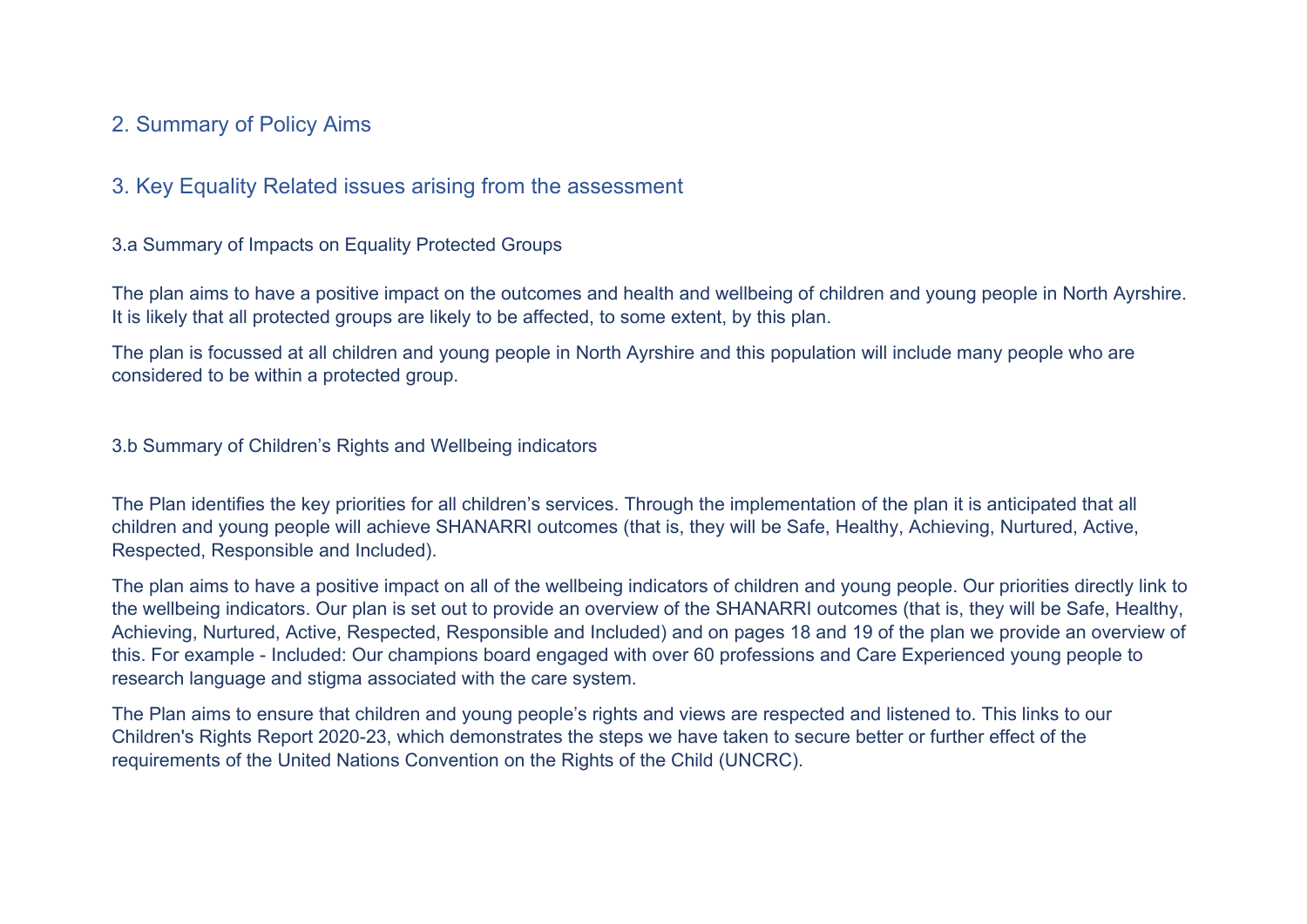## 2. Summary of Policy Aims

## 3. Key Equality Related issues arising from the assessment

### 3.a Summary of Impacts on Equality Protected Groups

The plan aims to have a positive impact on the outcomes and health and wellbeing of children and young people in North Ayrshire. It is likely that all protected groups are likely to be affected, to some extent, by this plan.

The plan is focussed at all children and young people in North Ayrshire and this population will include many people who are considered to be within a protected group.

### 3.b Summary of Children's Rights and Wellbeing indicators

The Plan identifies the key priorities for all children's services. Through the implementation of the plan it is anticipated that all children and young people will achieve SHANARRI outcomes (that is, they will be Safe, Healthy, Achieving, Nurtured, Active, Respected, Responsible and Included).

The plan aims to have a positive impact on all of the wellbeing indicators of children and young people. Our priorities directly link to the wellbeing indicators. Our plan is set out to provide an overview of the SHANARRI outcomes (that is, they will be Safe, Healthy, Achieving, Nurtured, Active, Respected, Responsible and Included) and on pages 18 and 19 of the plan we provide an overview of this. For example - Included: Our champions board engaged with over 60 professions and Care Experienced young people to research language and stigma associated with the care system.

The Plan aims to ensure that children and young people's rights and views are respected and listened to. This links to our Children's Rights Report 2020-23, which demonstrates the steps we have taken to secure better or further effect of the requirements of the United Nations Convention on the Rights of the Child (UNCRC).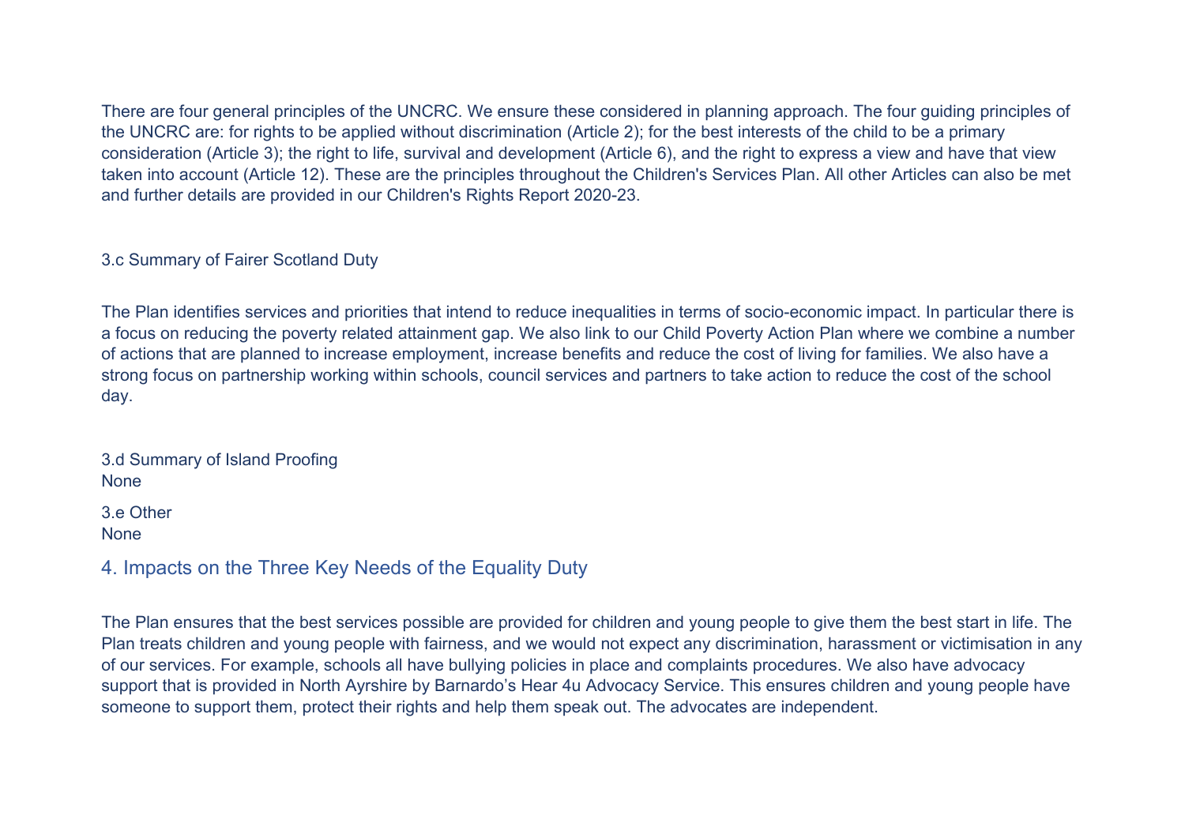There are four general principles of the UNCRC. We ensure these considered in planning approach. The four guiding principles of the UNCRC are: for rights to be applied without discrimination (Article 2); for the best interests of the child to be a primary consideration (Article 3); the right to life, survival and development (Article 6), and the right to express a view and have that view taken into account (Article 12). These are the principles throughout the Children's Services Plan. All other Articles can also be met and further details are provided in our Children's Rights Report 2020-23.

### 3.c Summary of Fairer Scotland Duty

The Plan identifies services and priorities that intend to reduce inequalities in terms of socio-economic impact. In particular there is a focus on reducing the poverty related attainment gap. We also link to our Child Poverty Action Plan where we combine a number of actions that are planned to increase employment, increase benefits and reduce the cost of living for families. We also have a strong focus on partnership working within schools, council services and partners to take action to reduce the cost of the school day.

### 3.d Summary of Island Proofing

None

### 3.e Other

None

## 4. Impacts on the Three Key Needs of the Equality Duty

The Plan ensures that the best services possible are provided for children and young people to give them the best start in life. The Plan treats children and young people with fairness, and we would not expect any discrimination, harassment or victimisation in any of our services. For example, schools all have bullying policies in place and complaints procedures. We also have advocacy support that is provided in North Ayrshire by Barnardo's Hear 4u Advocacy Service. This ensures children and young people have someone to support them, protect their rights and help them speak out. The advocates are independent.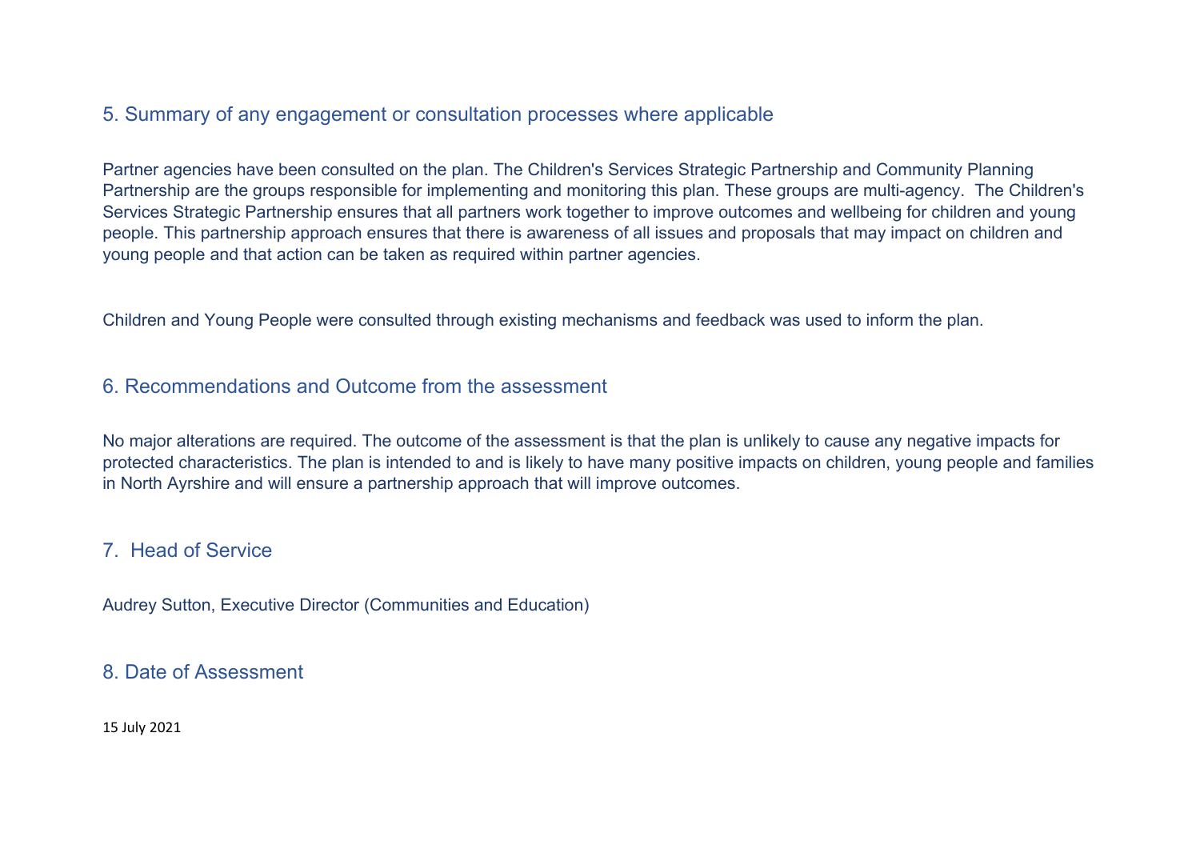## 5. Summary of any engagement or consultation processes where applicable

Partner agencies have been consulted on the plan. The Children's Services Strategic Partnership and Community Planning Partnership are the groups responsible for implementing and monitoring this plan. These groups are multi-agency. The Children's Services Strategic Partnership ensures that all partners work together to improve outcomes and wellbeing for children and young people. This partnership approach ensures that there is awareness of all issues and proposals that may impact on children and young people and that action can be taken as required within partner agencies.

Children and Young People were consulted through existing mechanisms and feedback was used to inform the plan.

## 6. Recommendations and Outcome from the assessment

No major alterations are required. The outcome of the assessment is that the plan is unlikely to cause any negative impacts for protected characteristics. The plan is intended to and is likely to have many positive impacts on children, young people and families in North Ayrshire and will ensure a partnership approach that will improve outcomes.

## 7. Head of Service

Audrey Sutton, Executive Director (Communities and Education)

## 8. Date of Assessment

15 July 2021